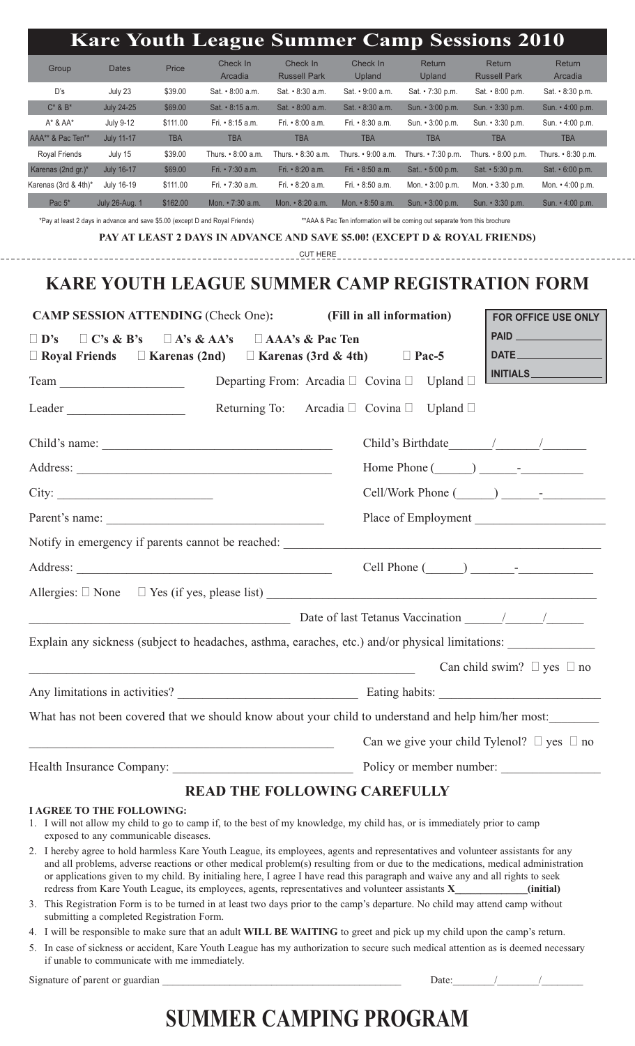# Kare Youth League Summer Camp Sessions 2010

| Group | Dates | Price | Check In Arcadia | Check In Russell Park | Check In Upland | Return Upland | Return Russell Park | Return Arcadia |
|---|---|---|---|---|---|---|---|---|
| D's | July 23 | $39.00 | Sat. • 8:00 a.m. | Sat. • 8:30 a.m. | Sat. • 9:00 a.m. | Sat. • 7:30 p.m. | Sat. • 8:00 p.m. | Sat. • 8:30 p.m. |
| C* & B* | July 24-25 | $69.00 | Sat. • 8:15 a.m. | Sat. • 8:00 a.m. | Sat. • 8:30 a.m. | Sun. • 3:00 p.m. | Sun. • 3:30 p.m. | Sun. • 4:00 p.m. |
| A* & AA* | July 9-12 | $111.00 | Fri. • 8:15 a.m. | Fri. • 8:00 a.m. | Fri. • 8:30 a.m. | Sun. • 3:00 p.m. | Sun. • 3:30 p.m. | Sun. • 4:00 p.m. |
| AAA** & Pac Ten** | July 11-17 | TBA | TBA | TBA | TBA | TBA | TBA | TBA |
| Royal Friends | July 15 | $39.00 | Thurs. • 8:00 a.m. | Thurs. • 8:30 a.m. | Thurs. • 9:00 a.m. | Thurs. • 7:30 p.m. | Thurs. • 8:00 p.m. | Thurs. • 8:30 p.m. |
| Karenas (2nd gr.)* | July 16-17 | $69.00 | Fri. • 7:30 a.m. | Fri. • 8:20 a.m. | Fri. • 8:50 a.m. | Sat.. • 5:00 p.m. | Sat. • 5:30 p.m. | Sat. • 6:00 p.m. |
| Karenas (3rd & 4th)* | July 16-19 | $111.00 | Fri. • 7:30 a.m. | Fri. • 8:20 a.m. | Fri. • 8:50 a.m. | Mon. • 3:00 p.m. | Mon. • 3:30 p.m. | Mon. • 4:00 p.m. |
| Pac 5* | July 26-Aug. 1 | $162.00 | Mon. • 7:30 a.m. | Mon. • 8:20 a.m. | Mon. • 8:50 a.m. | Sun. • 3:00 p.m. | Sun. • 3:30 p.m. | Sun. • 4:00 p.m. |

*Pay at least 2 days in advance and save $5.00 (except D and Royal Friends) **AAA & Pac Ten information will be coming out separate from this brochure

**PAY AT LEAST 2 DAYS IN ADVANCE AND SAVE $5.00! (EXCEPT D & ROYAL FRIENDS)**

CUT HERE

## KARE YOUTH LEAGUE SUMMER CAMP REGISTRATION FORM

**CAMP SESSION ATTENDING** (Check One): **(Fill in all information)**

**FOR OFFICE USE ONLY**
PAID ______________
DATE ______________
INITIALS ______________

☐ **D's** ☐ **C's & B's** ☐ **A's & AA's** ☐ **AAA's & Pac Ten**
☐ **Royal Friends** ☐ **Karenas (2nd)** ☐ **Karenas (3rd & 4th)** ☐ **Pac-5**

Team ____________________ Departing From: Arcadia ☐ Covina ☐ Upland ☐

Leader ____________________ Returning To: Arcadia ☐ Covina ☐ Upland ☐

Child's name: ______________________________ Child's Birthdate ______/______/______

Address: ______________________________ Home Phone (______) ______-__________

City: ______________________________ Cell/Work Phone (______) ______-__________

Parent's name: ______________________________ Place of Employment ____________________

Notify in emergency if parents cannot be reached: ______________________________

Address: ______________________________ Cell Phone (______) ______-__________

Allergies: ☐ None ☐ Yes (if yes, please list) ______________________________

______________________________ Date of last Tetanus Vaccination ______/______/______

Explain any sickness (subject to headaches, asthma, earaches, etc.) and/or physical limitations: ______________

______________________________ Can child swim? ☐ yes ☐ no

Any limitations in activities? ______________________________ Eating habits: ______________________________

What has not been covered that we should know about your child to understand and help him/her most: ________

______________________________ Can we give your child Tylenol? ☐ yes ☐ no

Health Insurance Company: ______________________________ Policy or member number: ________________

### READ THE FOLLOWING CAREFULLY

**I AGREE TO THE FOLLOWING:**

1. I will not allow my child to go to camp if, to the best of my knowledge, my child has, or is immediately prior to camp exposed to any communicable diseases.
2. I hereby agree to hold harmless Kare Youth League, its employees, agents and representatives and volunteer assistants for any and all problems, adverse reactions or other medical problem(s) resulting from or due to the medications, medical administration or applications given to my child. By initialing here, I agree I have read this paragraph and waive any and all rights to seek redress from Kare Youth League, its employees, agents, representatives and volunteer assistants **X_____________(initial)**
3. This Registration Form is to be turned in at least two days prior to the camp's departure. No child may attend camp without submitting a completed Registration Form.
4. I will be responsible to make sure that an adult **WILL BE WAITING** to greet and pick up my child upon the camp's return.
5. In case of sickness or accident, Kare Youth League has my authorization to secure such medical attention as is deemed necessary if unable to communicate with me immediately.

Signature of parent or guardian ______________________________ Date: _______/_______/_______

# SUMMER CAMPING PROGRAM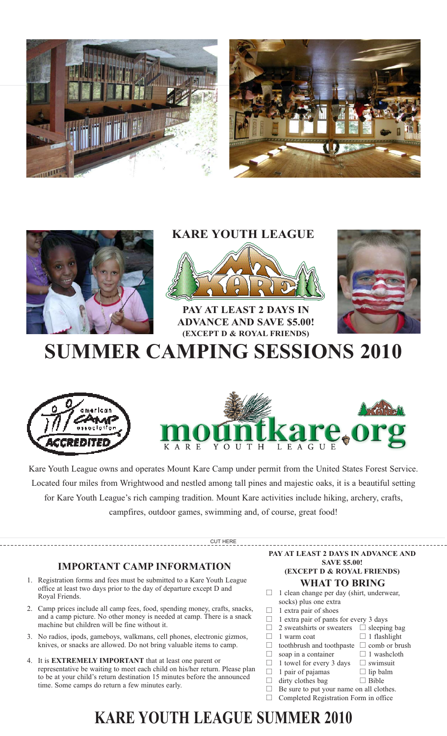## KARE YOUTH LEAGUE

**PAY AT LEAST 2 DAYS IN ADVANCE AND SAVE $5.00!**
**(EXCEPT D & ROYAL FRIENDS)**

# SUMMER CAMPING SESSIONS 2010

american CAMP association ACCREDITED

mountkare.org
KARE YOUTH LEAGUE

Kare Youth League owns and operates Mount Kare Camp under permit from the United States Forest Service. Located four miles from Wrightwood and nestled among tall pines and majestic oaks, it is a beautiful setting for Kare Youth League's rich camping tradition. Mount Kare activities include hiking, archery, crafts, campfires, outdoor games, swimming and, of course, great food!

CUT HERE

### IMPORTANT CAMP INFORMATION

1. Registration forms and fees must be submitted to a Kare Youth League office at least two days prior to the day of departure except D and Royal Friends.
2. Camp prices include all camp fees, food, spending money, crafts, snacks, and a camp picture. No other money is needed at camp. There is a snack machine but children will be fine without it.
3. No radios, ipods, gameboys, walkmans, cell phones, electronic gizmos, knives, or snacks are allowed. Do not bring valuable items to camp.
4. It is **EXTREMELY IMPORTANT** that at least one parent or representative be waiting to meet each child on his/her return. Please plan to be at your child's return destination 15 minutes before the announced time. Some camps do return a few minutes early.

**PAY AT LEAST 2 DAYS IN ADVANCE AND SAVE $5.00!**
**(EXCEPT D & ROYAL FRIENDS)**

### WHAT TO BRING

- ☐ 1 clean change per day (shirt, underwear, socks) plus one extra
- ☐ 1 extra pair of shoes
- ☐ 1 extra pair of pants for every 3 days
- ☐ 2 sweatshirts or sweaters
- ☐ sleeping bag
- ☐ 1 warm coat
- ☐ 1 flashlight
- ☐ toothbrush and toothpaste
- ☐ comb or brush
- ☐ soap in a container
- ☐ 1 washcloth
- ☐ 1 towel for every 3 days
- ☐ swimsuit
- ☐ 1 pair of pajamas
- ☐ lip balm
- ☐ dirty clothes bag
- ☐ Bible
- ☐ Be sure to put your name on all clothes.
- ☐ Completed Registration Form in office

# KARE YOUTH LEAGUE SUMMER 2010